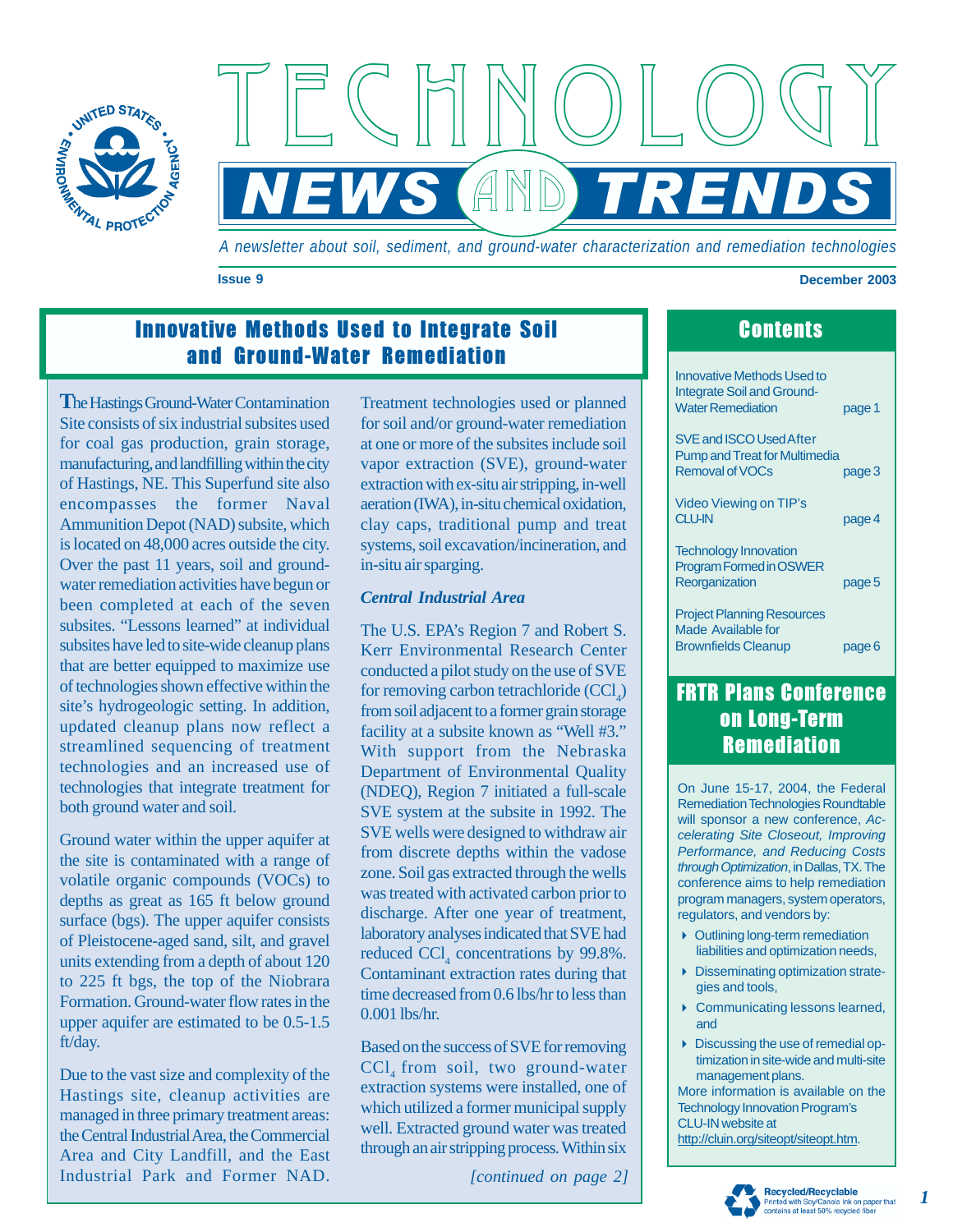# Technology News and Trends

*A newsletter about soil, sediment, and ground-water characterization and remediation technologies*

**Issue 9** **December 2003**

## Innovative Methods Used to Integrate Soil and Ground-Water Remediation

The Hastings Ground-Water Contamination Site consists of six industrial subsites used for coal gas production, grain storage, manufacturing, and landfilling within the city of Hastings, NE. This Superfund site also encompasses the former Naval Ammunition Depot (NAD) subsite, which is located on 48,000 acres outside the city. Over the past 11 years, soil and ground-water remediation activities have begun or been completed at each of the seven subsites. "Lessons learned" at individual subsites have led to site-wide cleanup plans that are better equipped to maximize use of technologies shown effective within the site's hydrogeologic setting. In addition, updated cleanup plans now reflect a streamlined sequencing of treatment technologies and an increased use of technologies that integrate treatment for both ground water and soil.

Ground water within the upper aquifer at the site is contaminated with a range of volatile organic compounds (VOCs) to depths as great as 165 ft below ground surface (bgs). The upper aquifer consists of Pleistocene-aged sand, silt, and gravel units extending from a depth of about 120 to 225 ft bgs, the top of the Niobrara Formation. Ground-water flow rates in the upper aquifer are estimated to be 0.5-1.5 ft/day.

Due to the vast size and complexity of the Hastings site, cleanup activities are managed in three primary treatment areas: the Central Industrial Area, the Commercial Area and City Landfill, and the East Industrial Park and Former NAD. Treatment technologies used or planned for soil and/or ground-water remediation at one or more of the subsites include soil vapor extraction (SVE), ground-water extraction with ex-situ air stripping, in-well aeration (IWA), in-situ chemical oxidation, clay caps, traditional pump and treat systems, soil excavation/incineration, and in-situ air sparging.

### *Central Industrial Area*

The U.S. EPA's Region 7 and Robert S. Kerr Environmental Research Center conducted a pilot study on the use of SVE for removing carbon tetrachloride ($CCl_4$) from soil adjacent to a former grain storage facility at a subsite known as "Well #3." With support from the Nebraska Department of Environmental Quality (NDEQ), Region 7 initiated a full-scale SVE system at the subsite in 1992. The SVE wells were designed to withdraw air from discrete depths within the vadose zone. Soil gas extracted through the wells was treated with activated carbon prior to discharge. After one year of treatment, laboratory analyses indicated that SVE had reduced $CCl_4$ concentrations by 99.8%. Contaminant extraction rates during that time decreased from 0.6 lbs/hr to less than 0.001 lbs/hr.

Based on the success of SVE for removing $CCl_4$ from soil, two ground-water extraction systems were installed, one of which utilized a former municipal supply well. Extracted ground water was treated through an air stripping process. Within six

*[continued on page 2]*

## Contents

| | |
|---|---|
| Innovative Methods Used to Integrate Soil and Ground-Water Remediation | page 1 |
| SVE and ISCO Used After Pump and Treat for Multimedia Removal of VOCs | page 3 |
| Video Viewing on TIP's CLU-IN | page 4 |
| Technology Innovation Program Formed in OSWER Reorganization | page 5 |
| Project Planning Resources Made Available for Brownfields Cleanup | page 6 |

## FRTR Plans Conference on Long-Term Remediation

On June 15-17, 2004, the Federal Remediation Technologies Roundtable will sponsor a new conference, *Accelerating Site Closeout, Improving Performance, and Reducing Costs through Optimization*, in Dallas, TX. The conference aims to help remediation program managers, system operators, regulators, and vendors by:

- Outlining long-term remediation liabilities and optimization needs,
- Disseminating optimization strategies and tools,
- Communicating lessons learned, and
- Discussing the use of remedial optimization in site-wide and multi-site management plans.

More information is available on the Technology Innovation Program's CLU-IN website at http://cluin.org/siteopt/siteopt.htm.

**Recycled/Recyclable** Printed with Soy/Canola Ink on paper that contains at least 50% recycled fiber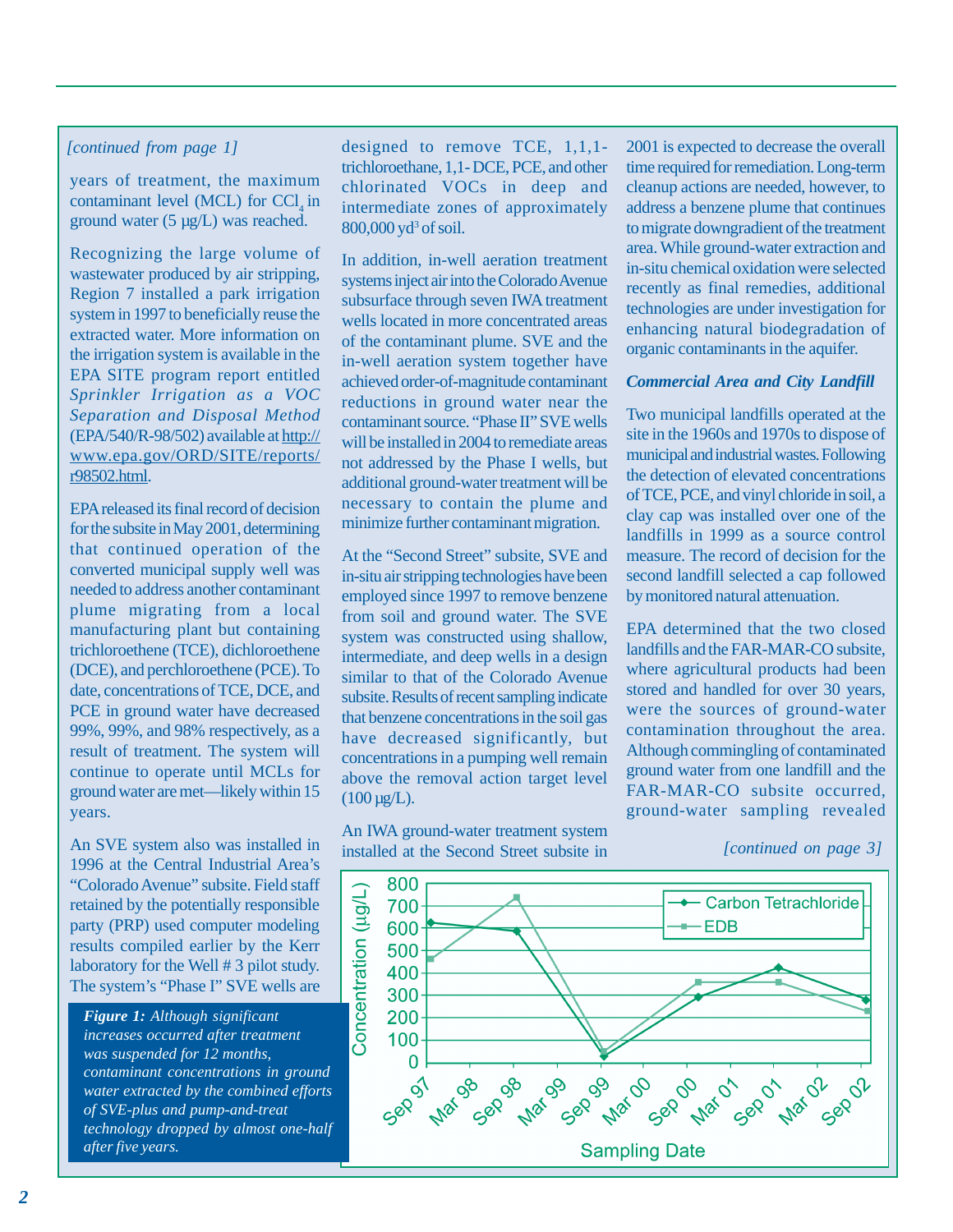*[continued from page 1]*

years of treatment, the maximum contaminant level (MCL) for $CCl_4$ in ground water (5 µg/L) was reached.

Recognizing the large volume of wastewater produced by air stripping, Region 7 installed a park irrigation system in 1997 to beneficially reuse the extracted water. More information on the irrigation system is available in the EPA SITE program report entitled *Sprinkler Irrigation as a VOC Separation and Disposal Method* (EPA/540/R-98/502) available at http://www.epa.gov/ORD/SITE/reports/r98502.html.

EPA released its final record of decision for the subsite in May 2001, determining that continued operation of the converted municipal supply well was needed to address another contaminant plume migrating from a local manufacturing plant but containing trichloroethene (TCE), dichloroethene (DCE), and perchloroethene (PCE). To date, concentrations of TCE, DCE, and PCE in ground water have decreased 99%, 99%, and 98% respectively, as a result of treatment. The system will continue to operate until MCLs for ground water are met—likely within 15 years.

An SVE system also was installed in 1996 at the Central Industrial Area's "Colorado Avenue" subsite. Field staff retained by the potentially responsible party (PRP) used computer modeling results compiled earlier by the Kerr laboratory for the Well # 3 pilot study. The system's "Phase I" SVE wells are designed to remove TCE, 1,1,1-trichloroethane, 1,1- DCE, PCE, and other chlorinated VOCs in deep and intermediate zones of approximately 800,000 yd$^3$ of soil.

In addition, in-well aeration treatment systems inject air into the Colorado Avenue subsurface through seven IWA treatment wells located in more concentrated areas of the contaminant plume. SVE and the in-well aeration system together have achieved order-of-magnitude contaminant reductions in ground water near the contaminant source. "Phase II" SVE wells will be installed in 2004 to remediate areas not addressed by the Phase I wells, but additional ground-water treatment will be necessary to contain the plume and minimize further contaminant migration.

At the "Second Street" subsite, SVE and in-situ air stripping technologies have been employed since 1997 to remove benzene from soil and ground water. The SVE system was constructed using shallow, intermediate, and deep wells in a design similar to that of the Colorado Avenue subsite. Results of recent sampling indicate that benzene concentrations in the soil gas have decreased significantly, but concentrations in a pumping well remain above the removal action target level (100 µg/L).

An IWA ground-water treatment system installed at the Second Street subsite in 2001 is expected to decrease the overall time required for remediation. Long-term cleanup actions are needed, however, to address a benzene plume that continues to migrate downgradient of the treatment area. While ground-water extraction and in-situ chemical oxidation were selected recently as final remedies, additional technologies are under investigation for enhancing natural biodegradation of organic contaminants in the aquifer.

***Commercial Area and City Landfill***

Two municipal landfills operated at the site in the 1960s and 1970s to dispose of municipal and industrial wastes. Following the detection of elevated concentrations of TCE, PCE, and vinyl chloride in soil, a clay cap was installed over one of the landfills in 1999 as a source control measure. The record of decision for the second landfill selected a cap followed by monitored natural attenuation.

EPA determined that the two closed landfills and the FAR-MAR-CO subsite, where agricultural products had been stored and handled for over 30 years, were the sources of ground-water contamination throughout the area. Although commingling of contaminated ground water from one landfill and the FAR-MAR-CO subsite occurred, ground-water sampling revealed

*[continued on page 3]*

**Figure 1:** *Although significant increases occurred after treatment was suspended for 12 months, contaminant concentrations in ground water extracted by the combined efforts of SVE-plus and pump-and-treat technology dropped by almost one-half after five years.*

| Sampling Date | Carbon Tetrachloride (µg/L) | EDB (µg/L) |
|---|---|---|
| Sep 97 | ~620 | ~460 |
| Sep 98 | ~585 | ~735 |
| Sep 99 | ~30 | ~50 |
| Sep 00 | ~290 | ~355 |
| Sep 01 | ~420 | ~355 |
| Sep 02 | ~275 | ~230 |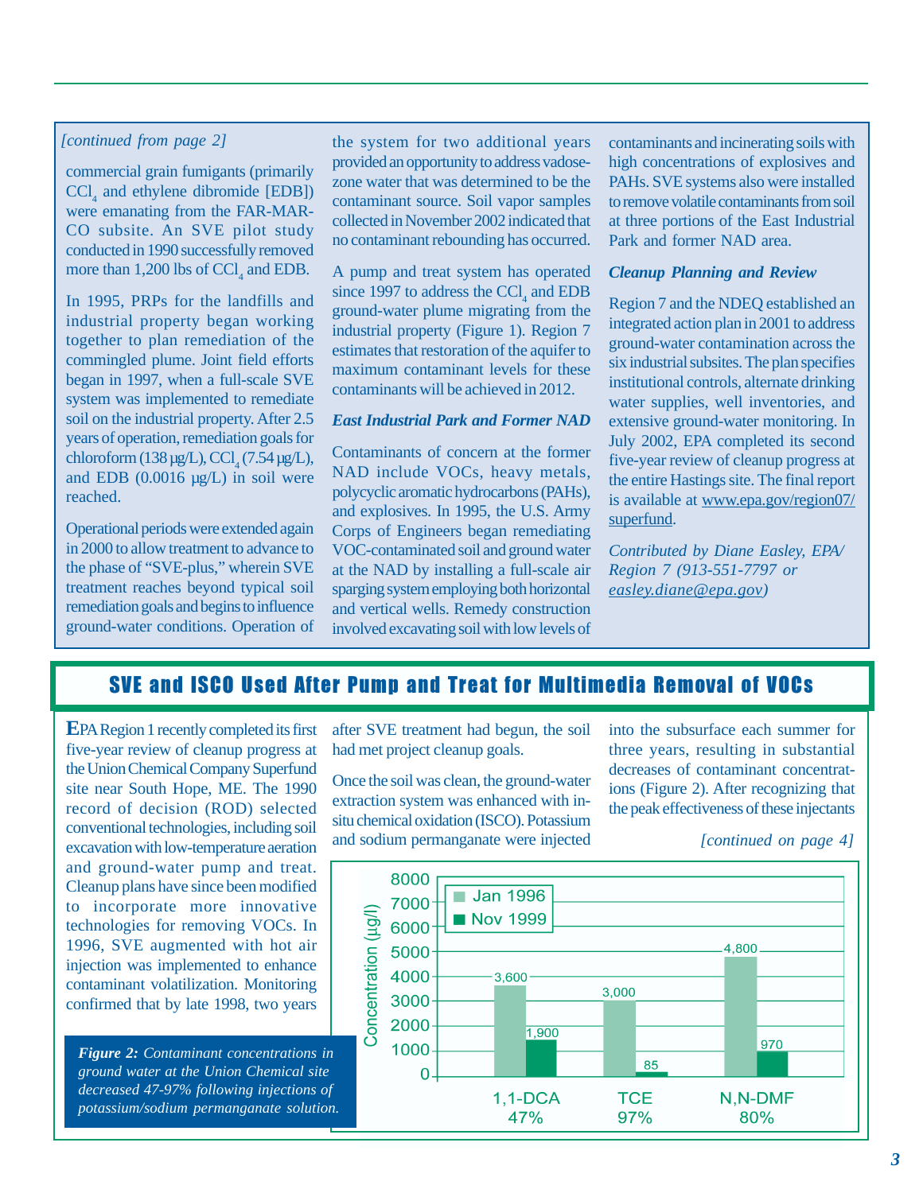*[continued from page 2]*

commercial grain fumigants (primarily $CCl_4$ and ethylene dibromide [EDB]) were emanating from the FAR-MAR-CO subsite. An SVE pilot study conducted in 1990 successfully removed more than 1,200 lbs of $CCl_4$ and EDB.

In 1995, PRPs for the landfills and industrial property began working together to plan remediation of the commingled plume. Joint field efforts began in 1997, when a full-scale SVE system was implemented to remediate soil on the industrial property. After 2.5 years of operation, remediation goals for chloroform (138 µg/L), $CCl_4$ (7.54 µg/L), and EDB (0.0016 µg/L) in soil were reached.

Operational periods were extended again in 2000 to allow treatment to advance to the phase of "SVE-plus," wherein SVE treatment reaches beyond typical soil remediation goals and begins to influence ground-water conditions. Operation of the system for two additional years provided an opportunity to address vadose-zone water that was determined to be the contaminant source. Soil vapor samples collected in November 2002 indicated that no contaminant rebounding has occurred.

A pump and treat system has operated since 1997 to address the $CCl_4$ and EDB ground-water plume migrating from the industrial property (Figure 1). Region 7 estimates that restoration of the aquifer to maximum contaminant levels for these contaminants will be achieved in 2012.

***East Industrial Park and Former NAD***

Contaminants of concern at the former NAD include VOCs, heavy metals, polycyclic aromatic hydrocarbons (PAHs), and explosives. In 1995, the U.S. Army Corps of Engineers began remediating VOC-contaminated soil and ground water at the NAD by installing a full-scale air sparging system employing both horizontal and vertical wells. Remedy construction involved excavating soil with low levels of contaminants and incinerating soils with high concentrations of explosives and PAHs. SVE systems also were installed to remove volatile contaminants from soil at three portions of the East Industrial Park and former NAD area.

***Cleanup Planning and Review***

Region 7 and the NDEQ established an integrated action plan in 2001 to address ground-water contamination across the six industrial subsites. The plan specifies institutional controls, alternate drinking water supplies, well inventories, and extensive ground-water monitoring. In July 2002, EPA completed its second five-year review of cleanup progress at the entire Hastings site. The final report is available at www.epa.gov/region07/superfund.

*Contributed by Diane Easley, EPA/Region 7 (913-551-7797 or easley.diane@epa.gov)*

## SVE and ISCO Used After Pump and Treat for Multimedia Removal of VOCs

EPA Region 1 recently completed its first five-year review of cleanup progress at the Union Chemical Company Superfund site near South Hope, ME. The 1990 record of decision (ROD) selected conventional technologies, including soil excavation with low-temperature aeration and ground-water pump and treat. Cleanup plans have since been modified to incorporate more innovative technologies for removing VOCs. In 1996, SVE augmented with hot air injection was implemented to enhance contaminant volatilization. Monitoring confirmed that by late 1998, two years after SVE treatment had begun, the soil had met project cleanup goals.

Once the soil was clean, the ground-water extraction system was enhanced with in-situ chemical oxidation (ISCO). Potassium and sodium permanganate were injected into the subsurface each summer for three years, resulting in substantial decreases of contaminant concentrations (Figure 2). After recognizing that the peak effectiveness of these injectants

*[continued on page 4]*

| Contaminant | Jan 1996 (µg/l) | Nov 1999 (µg/l) | Decrease |
|---|---|---|---|
| 1,1-DCA | 3,600 | 1,900 | 47% |
| TCE | 3,000 | 85 | 97% |
| N,N-DMF | 4,800 | 970 | 80% |

***Figure 2:*** *Contaminant concentrations in ground water at the Union Chemical site decreased 47-97% following injections of potassium/sodium permanganate solution.*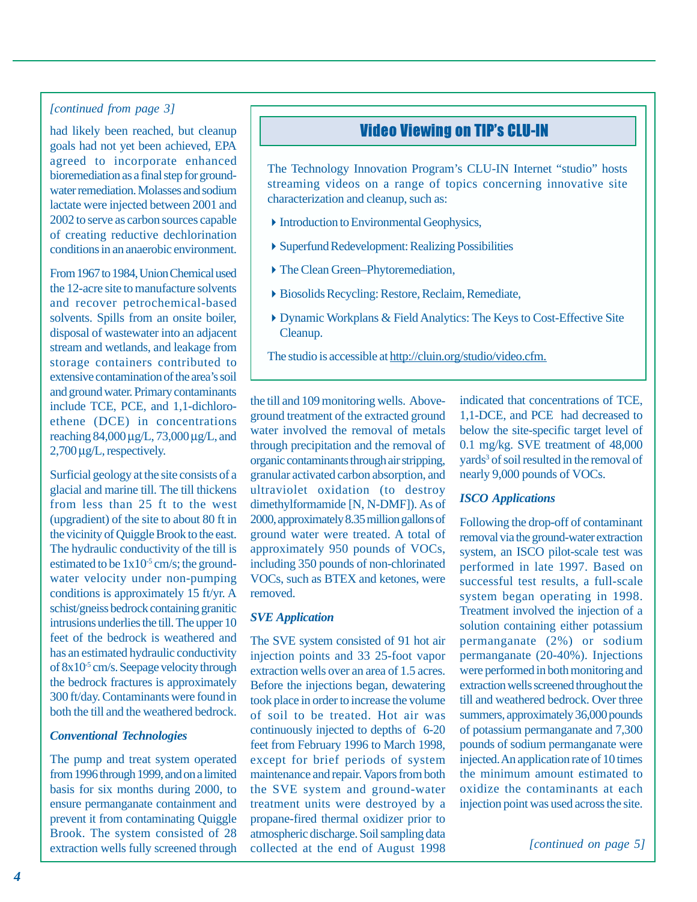*[continued from page 3]*

had likely been reached, but cleanup goals had not yet been achieved, EPA agreed to incorporate enhanced bioremediation as a final step for ground-water remediation. Molasses and sodium lactate were injected between 2001 and 2002 to serve as carbon sources capable of creating reductive dechlorination conditions in an anaerobic environment.

From 1967 to 1984, Union Chemical used the 12-acre site to manufacture solvents and recover petrochemical-based solvents. Spills from an onsite boiler, disposal of wastewater into an adjacent stream and wetlands, and leakage from storage containers contributed to extensive contamination of the area's soil and ground water. Primary contaminants include TCE, PCE, and 1,1-dichloroethene (DCE) in concentrations reaching 84,000 µg/L, 73,000 µg/L, and 2,700 µg/L, respectively.

Surficial geology at the site consists of a glacial and marine till. The till thickens from less than 25 ft to the west (upgradient) of the site to about 80 ft in the vicinity of Quiggle Brook to the east. The hydraulic conductivity of the till is estimated to be $1x10^{-5}$ cm/s; the ground-water velocity under non-pumping conditions is approximately 15 ft/yr. A schist/gneiss bedrock containing granitic intrusions underlies the till. The upper 10 feet of the bedrock is weathered and has an estimated hydraulic conductivity of $8x10^{-5}$ cm/s. Seepage velocity through the bedrock fractures is approximately 300 ft/day. Contaminants were found in both the till and the weathered bedrock.

### *Conventional Technologies*

The pump and treat system operated from 1996 through 1999, and on a limited basis for six months during 2000, to ensure permanganate containment and prevent it from contaminating Quiggle Brook. The system consisted of 28 extraction wells fully screened through the till and 109 monitoring wells. Above-ground treatment of the extracted ground water involved the removal of metals through precipitation and the removal of organic contaminants through air stripping, granular activated carbon absorption, and ultraviolet oxidation (to destroy dimethylformamide [N, N-DMF]). As of 2000, approximately 8.35 million gallons of ground water were treated. A total of approximately 950 pounds of VOCs, including 350 pounds of non-chlorinated VOCs, such as BTEX and ketones, were removed.

### *SVE Application*

The SVE system consisted of 91 hot air injection points and 33 25-foot vapor extraction wells over an area of 1.5 acres. Before the injections began, dewatering took place in order to increase the volume of soil to be treated. Hot air was continuously injected to depths of 6-20 feet from February 1996 to March 1998, except for brief periods of system maintenance and repair. Vapors from both the SVE system and ground-water treatment units were destroyed by a propane-fired thermal oxidizer prior to atmospheric discharge. Soil sampling data collected at the end of August 1998 indicated that concentrations of TCE, 1,1-DCE, and PCE had decreased to below the site-specific target level of 0.1 mg/kg. SVE treatment of 48,000 $yards^3$ of soil resulted in the removal of nearly 9,000 pounds of VOCs.

### *ISCO Applications*

Following the drop-off of contaminant removal via the ground-water extraction system, an ISCO pilot-scale test was performed in late 1997. Based on successful test results, a full-scale system began operating in 1998. Treatment involved the injection of a solution containing either potassium permanganate (2%) or sodium permanganate (20-40%). Injections were performed in both monitoring and extraction wells screened throughout the till and weathered bedrock. Over three summers, approximately 36,000 pounds of potassium permanganate and 7,300 pounds of sodium permanganate were injected. An application rate of 10 times the minimum amount estimated to oxidize the contaminants at each injection point was used across the site.

*[continued on page 5]*

## Video Viewing on TIP's CLU-IN

The Technology Innovation Program's CLU-IN Internet "studio" hosts streaming videos on a range of topics concerning innovative site characterization and cleanup, such as:

- Introduction to Environmental Geophysics,
- Superfund Redevelopment: Realizing Possibilities
- The Clean Green–Phytoremediation,
- Biosolids Recycling: Restore, Reclaim, Remediate,
- Dynamic Workplans & Field Analytics: The Keys to Cost-Effective Site Cleanup.

The studio is accessible at http://cluin.org/studio/video.cfm.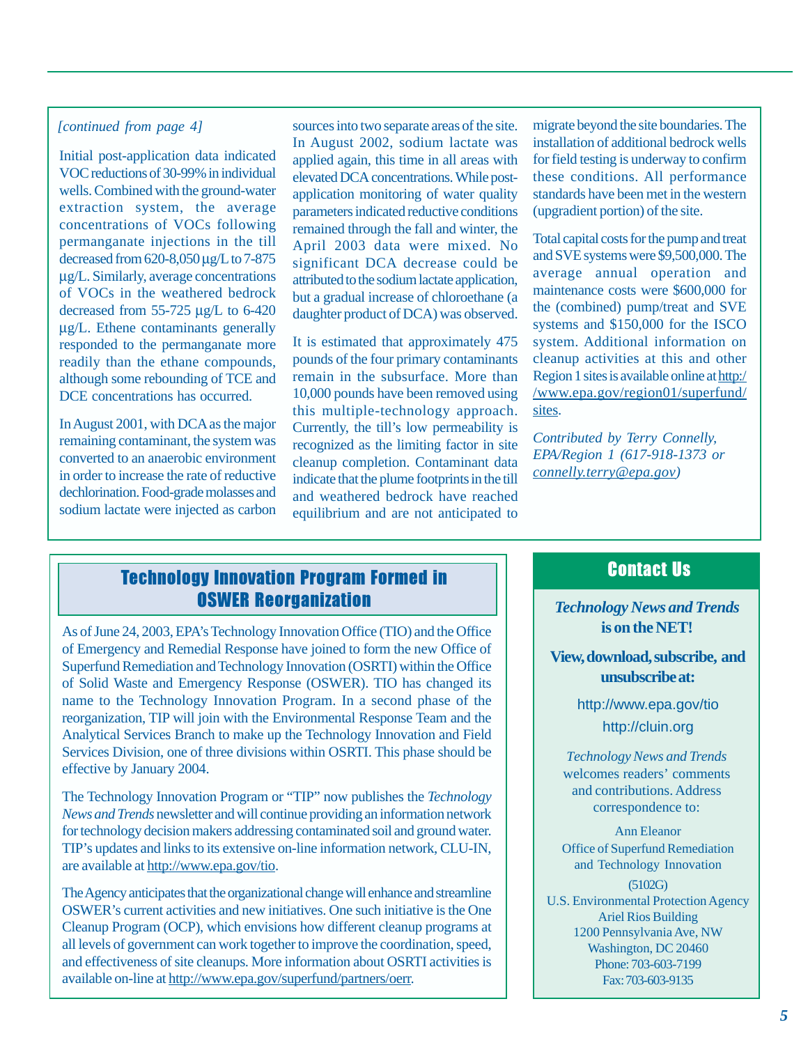*[continued from page 4]*

Initial post-application data indicated VOC reductions of 30-99% in individual wells. Combined with the ground-water extraction system, the average concentrations of VOCs following permanganate injections in the till decreased from 620-8,050 µg/L to 7-875 µg/L. Similarly, average concentrations of VOCs in the weathered bedrock decreased from 55-725 µg/L to 6-420 µg/L. Ethene contaminants generally responded to the permanganate more readily than the ethane compounds, although some rebounding of TCE and DCE concentrations has occurred.

In August 2001, with DCA as the major remaining contaminant, the system was converted to an anaerobic environment in order to increase the rate of reductive dechlorination. Food-grade molasses and sodium lactate were injected as carbon sources into two separate areas of the site. In August 2002, sodium lactate was applied again, this time in all areas with elevated DCA concentrations. While post-application monitoring of water quality parameters indicated reductive conditions remained through the fall and winter, the April 2003 data were mixed. No significant DCA decrease could be attributed to the sodium lactate application, but a gradual increase of chloroethane (a daughter product of DCA) was observed.

It is estimated that approximately 475 pounds of the four primary contaminants remain in the subsurface. More than 10,000 pounds have been removed using this multiple-technology approach. Currently, the till's low permeability is recognized as the limiting factor in site cleanup completion. Contaminant data indicate that the plume footprints in the till and weathered bedrock have reached equilibrium and are not anticipated to migrate beyond the site boundaries. The installation of additional bedrock wells for field testing is underway to confirm these conditions. All performance standards have been met in the western (upgradient portion) of the site.

Total capital costs for the pump and treat and SVE systems were $9,500,000. The average annual operation and maintenance costs were $600,000 for the (combined) pump/treat and SVE systems and $150,000 for the ISCO system. Additional information on cleanup activities at this and other Region 1 sites is available online at http://www.epa.gov/region01/superfund/sites.

*Contributed by Terry Connelly, EPA/Region 1 (617-918-1373 or connelly.terry@epa.gov)*

## Technology Innovation Program Formed in OSWER Reorganization

As of June 24, 2003, EPA's Technology Innovation Office (TIO) and the Office of Emergency and Remedial Response have joined to form the new Office of Superfund Remediation and Technology Innovation (OSRTI) within the Office of Solid Waste and Emergency Response (OSWER). TIO has changed its name to the Technology Innovation Program. In a second phase of the reorganization, TIP will join with the Environmental Response Team and the Analytical Services Branch to make up the Technology Innovation and Field Services Division, one of three divisions within OSRTI. This phase should be effective by January 2004.

The Technology Innovation Program or "TIP" now publishes the *Technology News and Trends* newsletter and will continue providing an information network for technology decision makers addressing contaminated soil and ground water. TIP's updates and links to its extensive on-line information network, CLU-IN, are available at http://www.epa.gov/tio.

The Agency anticipates that the organizational change will enhance and streamline OSWER's current activities and new initiatives. One such initiative is the One Cleanup Program (OCP), which envisions how different cleanup programs at all levels of government can work together to improve the coordination, speed, and effectiveness of site cleanups. More information about OSRTI activities is available on-line at http://www.epa.gov/superfund/partners/oerr.

## Contact Us

***Technology News and Trends* is on the NET!**

**View, download, subscribe, and unsubscribe at:**

http://www.epa.gov/tio

http://cluin.org

*Technology News and Trends* welcomes readers' comments and contributions. Address correspondence to:

Ann Eleanor
Office of Superfund Remediation and Technology Innovation
(5102G)
U.S. Environmental Protection Agency
Ariel Rios Building
1200 Pennsylvania Ave, NW
Washington, DC 20460
Phone: 703-603-7199
Fax: 703-603-9135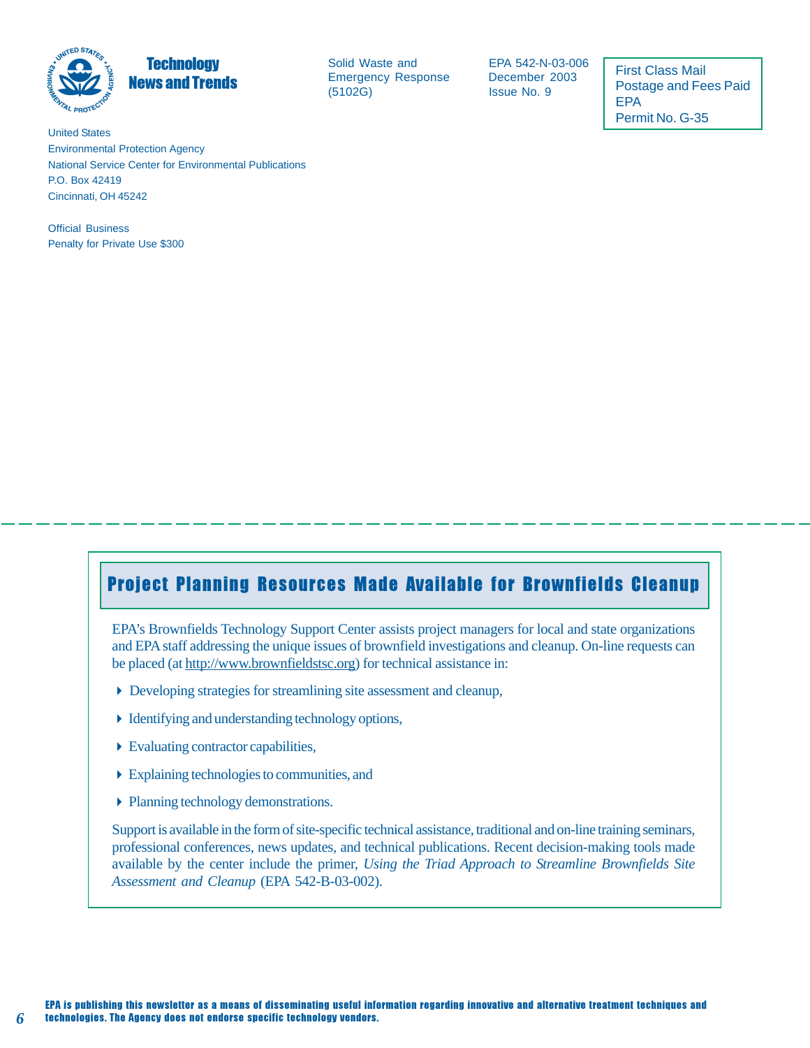**Technology News and Trends**

Solid Waste and Emergency Response (5102G)

EPA 542-N-03-006
December 2003
Issue No. 9

First Class Mail
Postage and Fees Paid
EPA
Permit No. G-35

United States
Environmental Protection Agency
National Service Center for Environmental Publications
P.O. Box 42419
Cincinnati, OH 45242

Official Business
Penalty for Private Use $300

## Project Planning Resources Made Available for Brownfields Cleanup

EPA's Brownfields Technology Support Center assists project managers for local and state organizations and EPA staff addressing the unique issues of brownfield investigations and cleanup. On-line requests can be placed (at http://www.brownfieldstsc.org) for technical assistance in:

- Developing strategies for streamlining site assessment and cleanup,
- Identifying and understanding technology options,
- Evaluating contractor capabilities,
- Explaining technologies to communities, and
- Planning technology demonstrations.

Support is available in the form of site-specific technical assistance, traditional and on-line training seminars, professional conferences, news updates, and technical publications. Recent decision-making tools made available by the center include the primer, *Using the Triad Approach to Streamline Brownfields Site Assessment and Cleanup* (EPA 542-B-03-002).

**EPA is publishing this newsletter as a means of disseminating useful information regarding innovative and alternative treatment techniques and technologies. The Agency does not endorse specific technology vendors.**